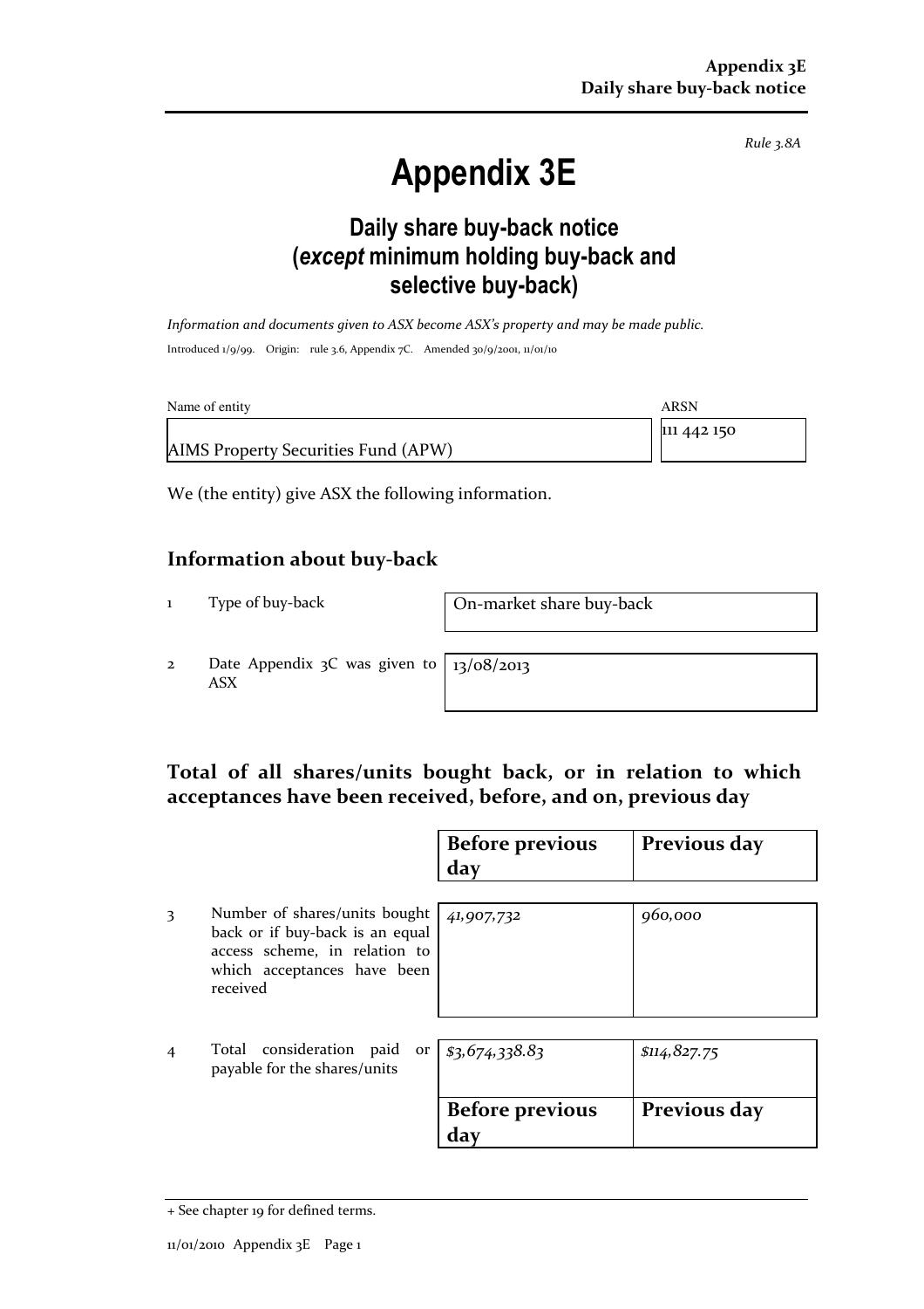*Rule 3.8A*

# Appendix 3E

## Daily share buy-back notice (*except* minimum holding buy-back and selective buy-back)

*Information and documents given to ASX become ASX's property and may be made public.*

Introduced 1/9/99. Origin: rule 3.6, Appendix 7C. Amended 30/9/2001, 11/01/10

| Name of entity | ARSN |
|---|---|
| AIMS Property Securities Fund (APW) | 111 442 150 |

We (the entity) give ASX the following information.

## Information about buy-back

| | | |
|---|---|---|
| 1 | Type of buy-back | On-market share buy-back |
| 2 | Date Appendix 3C was given to ASX | 13/08/2013 |

## Total of all shares/units bought back, or in relation to which acceptances have been received, before, and on, previous day

| | | Before previous day | Previous day |
|---|---|---|---|
| 3 | Number of shares/units bought back or if buy-back is an equal access scheme, in relation to which acceptances have been received | *41,907,732* | *960,000* |
| 4 | Total consideration paid or payable for the shares/units | *$3,674,338.83* | *$114,827.75* |

| Before previous day | Previous day |
|---|---|

+ See chapter 19 for defined terms.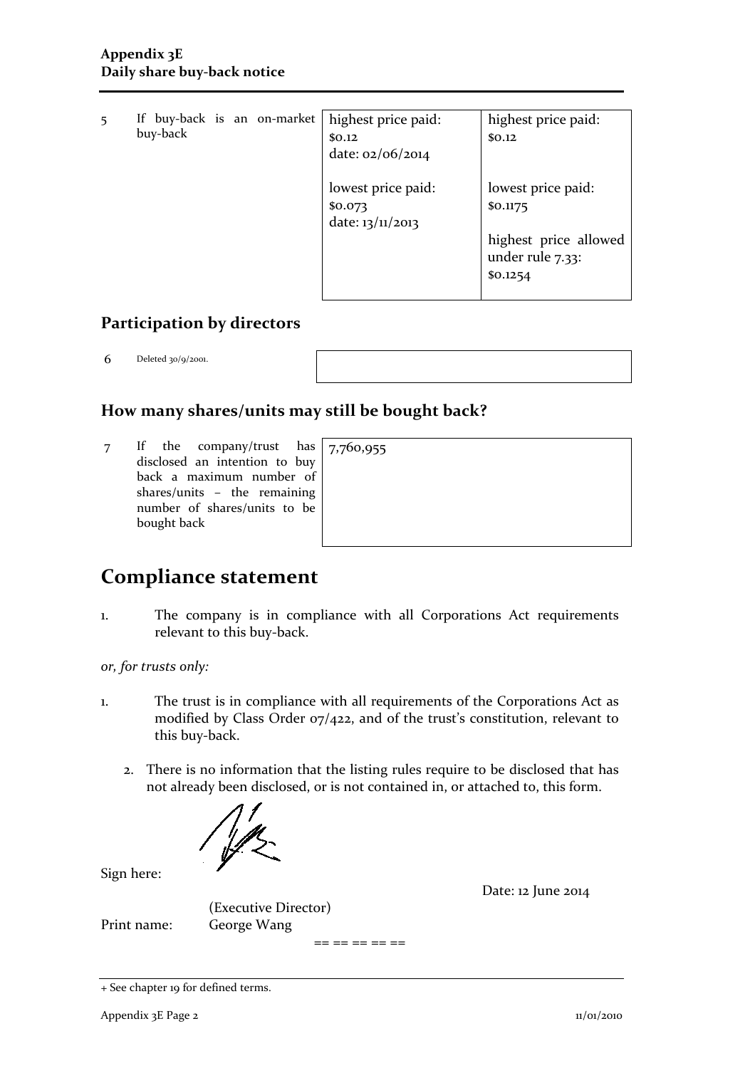| | | | |
|---|---|---|---|
| 5 | If buy-back is an on-market buy-back | highest price paid: $0.12<br>date: 02/06/2014<br><br>lowest price paid: $0.073<br>date: 13/11/2013 | highest price paid: $0.12<br><br>lowest price paid: $0.1175<br><br>highest price allowed under rule 7.33: $0.1254 |

## Participation by directors

| | | |
|---|---|---|
| 6 | Deleted 30/9/2001. | |

## How many shares/units may still be bought back?

| | | |
|---|---|---|
| 7 | If the company/trust has disclosed an intention to buy back a maximum number of shares/units – the remaining number of shares/units to be bought back | 7,760,955 |

# Compliance statement

1. The company is in compliance with all Corporations Act requirements relevant to this buy-back.

*or, for trusts only:*

1. The trust is in compliance with all requirements of the Corporations Act as modified by Class Order 07/422, and of the trust's constitution, relevant to this buy-back.

2. There is no information that the listing rules require to be disclosed that has not already been disclosed, or is not contained in, or attached to, this form.

Sign here:

Date: 12 June 2014

(Executive Director)

Print name: George Wang

== == == == ==

+ See chapter 19 for defined terms.